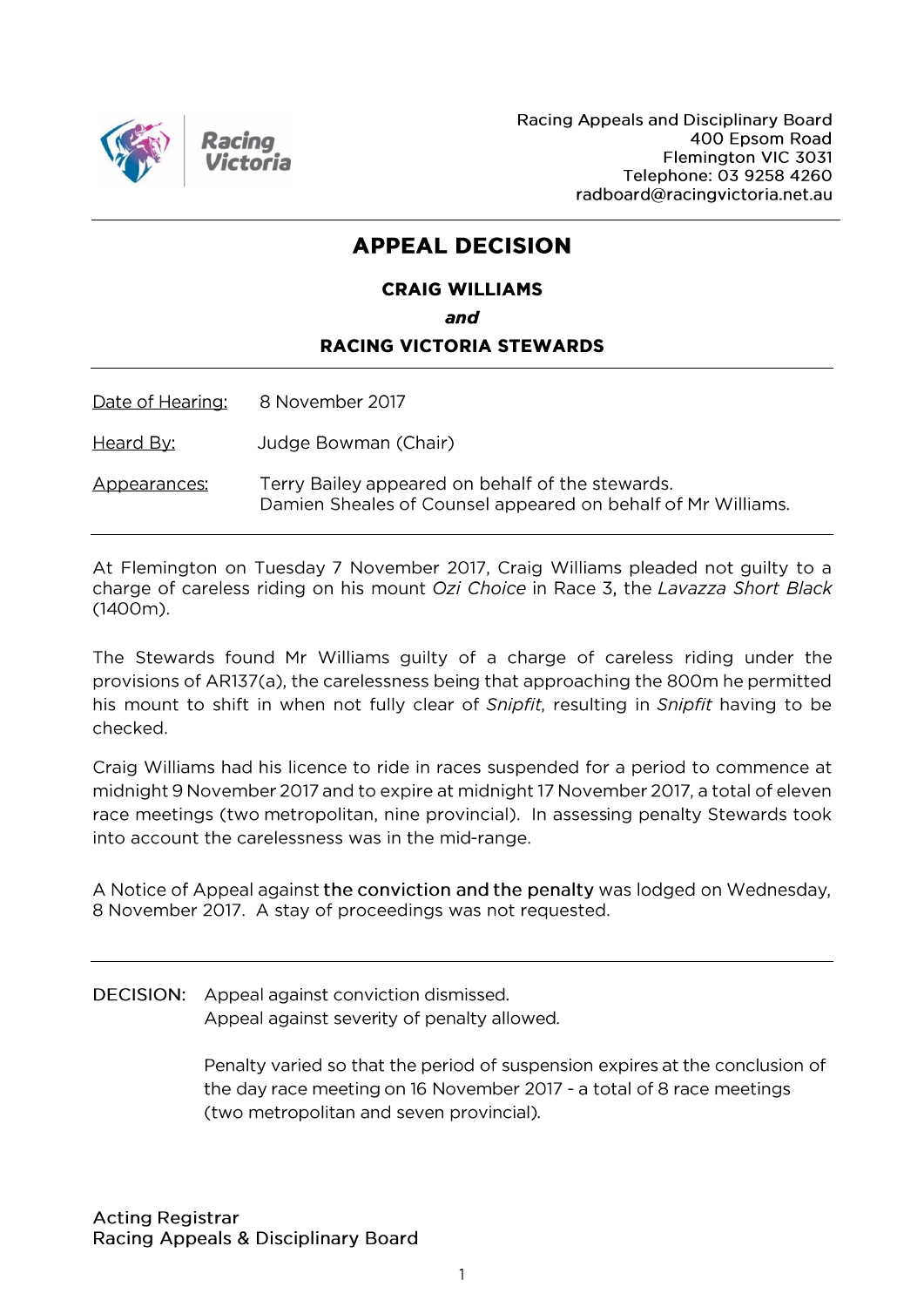Racing Appeals and Disciplinary Board
400 Epsom Road
Flemington VIC 3031
Telephone: 03 9258 4260
radboard@racingvictoria.net.au

# APPEAL DECISION

**CRAIG WILLIAMS**

***and***

**RACING VICTORIA STEWARDS**

---

Date of Hearing: 8 November 2017

Heard By: Judge Bowman (Chair)

Appearances: Terry Bailey appeared on behalf of the stewards.
Damien Sheales of Counsel appeared on behalf of Mr Williams.

---

At Flemington on Tuesday 7 November 2017, Craig Williams pleaded not guilty to a charge of careless riding on his mount *Ozi Choice* in Race 3, the *Lavazza Short Black* (1400m).

The Stewards found Mr Williams guilty of a charge of careless riding under the provisions of AR137(a), the carelessness being that approaching the 800m he permitted his mount to shift in when not fully clear of *Snipfit*, resulting in *Snipfit* having to be checked.

Craig Williams had his licence to ride in races suspended for a period to commence at midnight 9 November 2017 and to expire at midnight 17 November 2017, a total of eleven race meetings (two metropolitan, nine provincial). In assessing penalty Stewards took into account the carelessness was in the mid-range.

A Notice of Appeal against the conviction and the penalty was lodged on Wednesday, 8 November 2017. A stay of proceedings was not requested.

---

DECISION: Appeal against conviction dismissed.
Appeal against severity of penalty allowed.

Penalty varied so that the period of suspension expires at the conclusion of the day race meeting on 16 November 2017 - a total of 8 race meetings (two metropolitan and seven provincial).

Acting Registrar
Racing Appeals & Disciplinary Board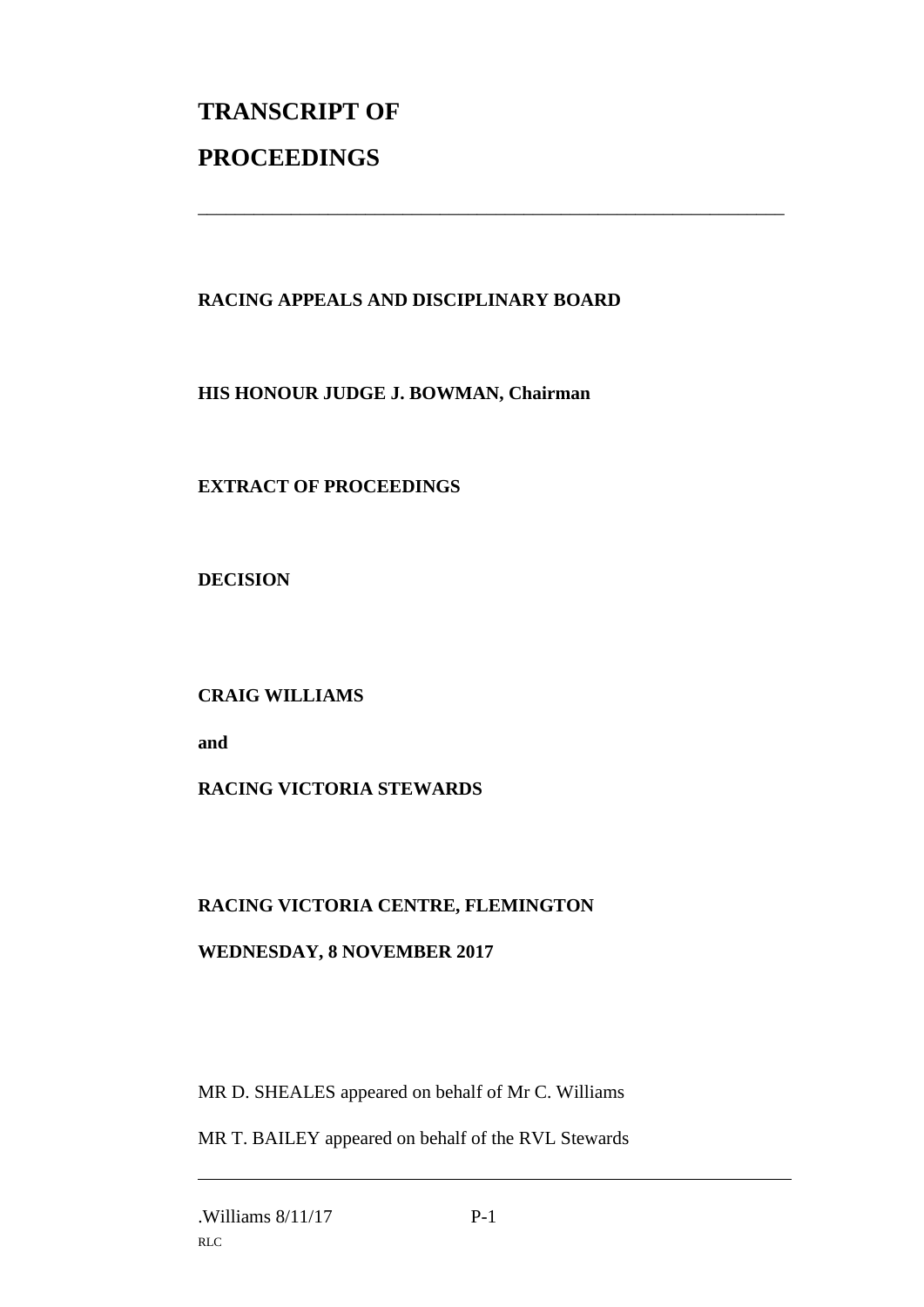# TRANSCRIPT OF PROCEEDINGS

---

**RACING APPEALS AND DISCIPLINARY BOARD**

**HIS HONOUR JUDGE J. BOWMAN, Chairman**

**EXTRACT OF PROCEEDINGS**

**DECISION**

**CRAIG WILLIAMS**

**and**

**RACING VICTORIA STEWARDS**

**RACING VICTORIA CENTRE, FLEMINGTON**

**WEDNESDAY, 8 NOVEMBER 2017**

MR D. SHEALES appeared on behalf of Mr C. Williams

MR T. BAILEY appeared on behalf of the RVL Stewards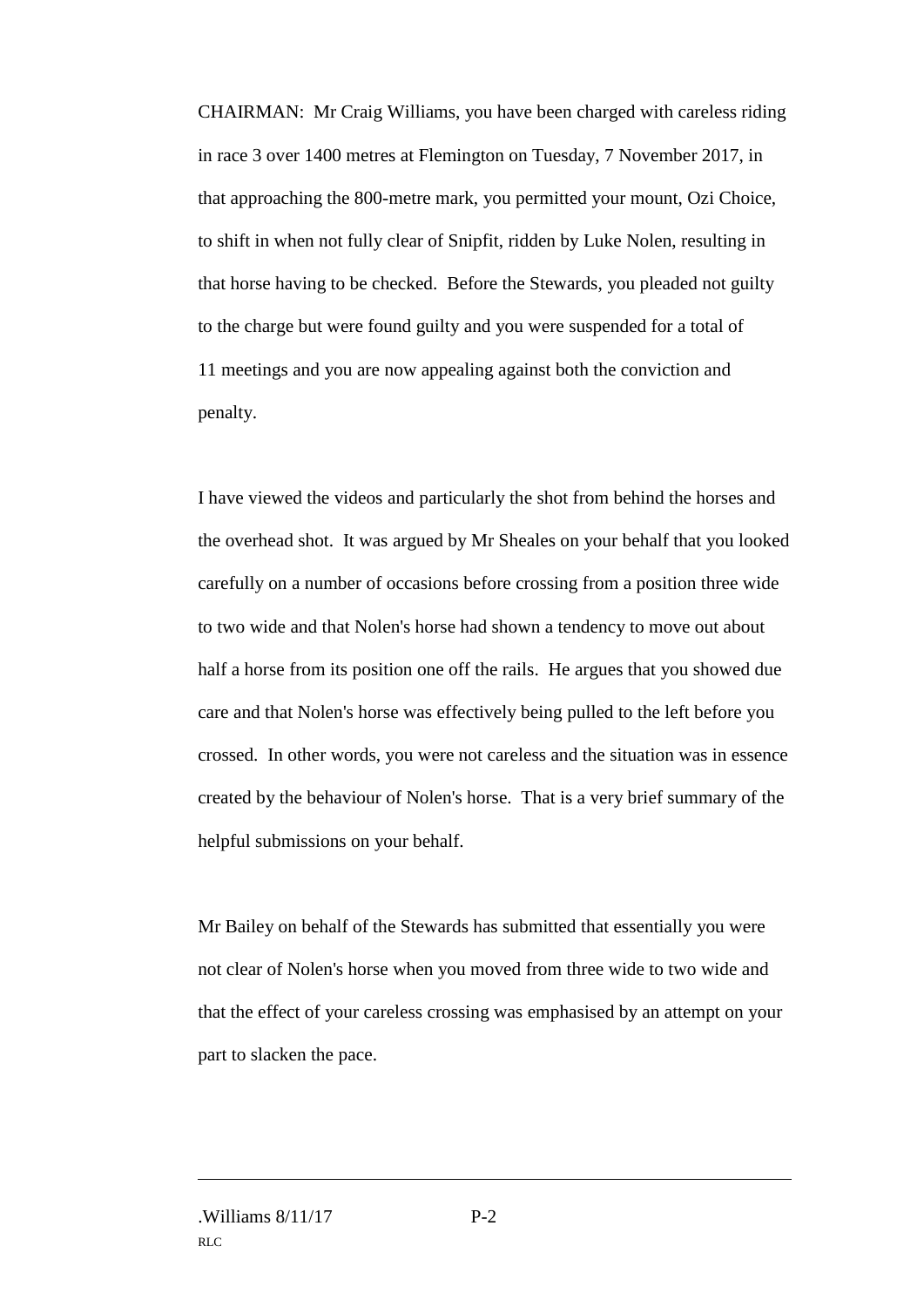CHAIRMAN: Mr Craig Williams, you have been charged with careless riding in race 3 over 1400 metres at Flemington on Tuesday, 7 November 2017, in that approaching the 800-metre mark, you permitted your mount, Ozi Choice, to shift in when not fully clear of Snipfit, ridden by Luke Nolen, resulting in that horse having to be checked. Before the Stewards, you pleaded not guilty to the charge but were found guilty and you were suspended for a total of 11 meetings and you are now appealing against both the conviction and penalty.

I have viewed the videos and particularly the shot from behind the horses and the overhead shot. It was argued by Mr Sheales on your behalf that you looked carefully on a number of occasions before crossing from a position three wide to two wide and that Nolen's horse had shown a tendency to move out about half a horse from its position one off the rails. He argues that you showed due care and that Nolen's horse was effectively being pulled to the left before you crossed. In other words, you were not careless and the situation was in essence created by the behaviour of Nolen's horse. That is a very brief summary of the helpful submissions on your behalf.

Mr Bailey on behalf of the Stewards has submitted that essentially you were not clear of Nolen's horse when you moved from three wide to two wide and that the effect of your careless crossing was emphasised by an attempt on your part to slacken the pace.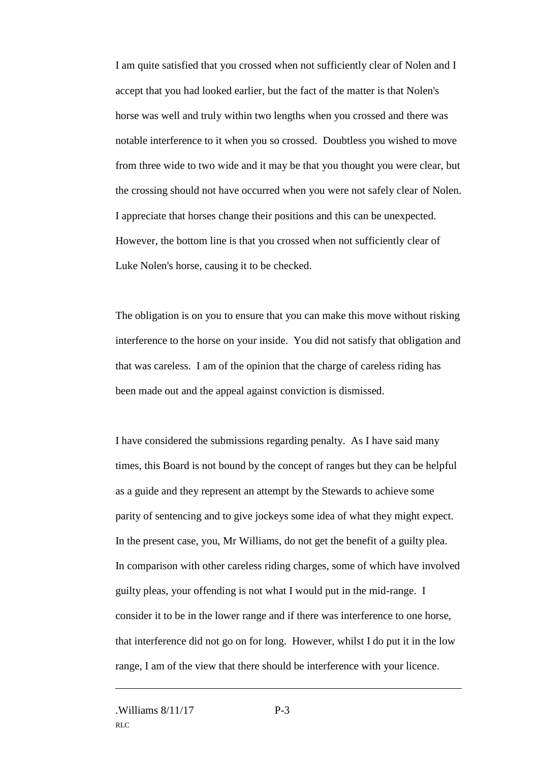I am quite satisfied that you crossed when not sufficiently clear of Nolen and I accept that you had looked earlier, but the fact of the matter is that Nolen's horse was well and truly within two lengths when you crossed and there was notable interference to it when you so crossed. Doubtless you wished to move from three wide to two wide and it may be that you thought you were clear, but the crossing should not have occurred when you were not safely clear of Nolen. I appreciate that horses change their positions and this can be unexpected. However, the bottom line is that you crossed when not sufficiently clear of Luke Nolen's horse, causing it to be checked.

The obligation is on you to ensure that you can make this move without risking interference to the horse on your inside. You did not satisfy that obligation and that was careless. I am of the opinion that the charge of careless riding has been made out and the appeal against conviction is dismissed.

I have considered the submissions regarding penalty. As I have said many times, this Board is not bound by the concept of ranges but they can be helpful as a guide and they represent an attempt by the Stewards to achieve some parity of sentencing and to give jockeys some idea of what they might expect. In the present case, you, Mr Williams, do not get the benefit of a guilty plea. In comparison with other careless riding charges, some of which have involved guilty pleas, your offending is not what I would put in the mid-range. I consider it to be in the lower range and if there was interference to one horse, that interference did not go on for long. However, whilst I do put it in the low range, I am of the view that there should be interference with your licence.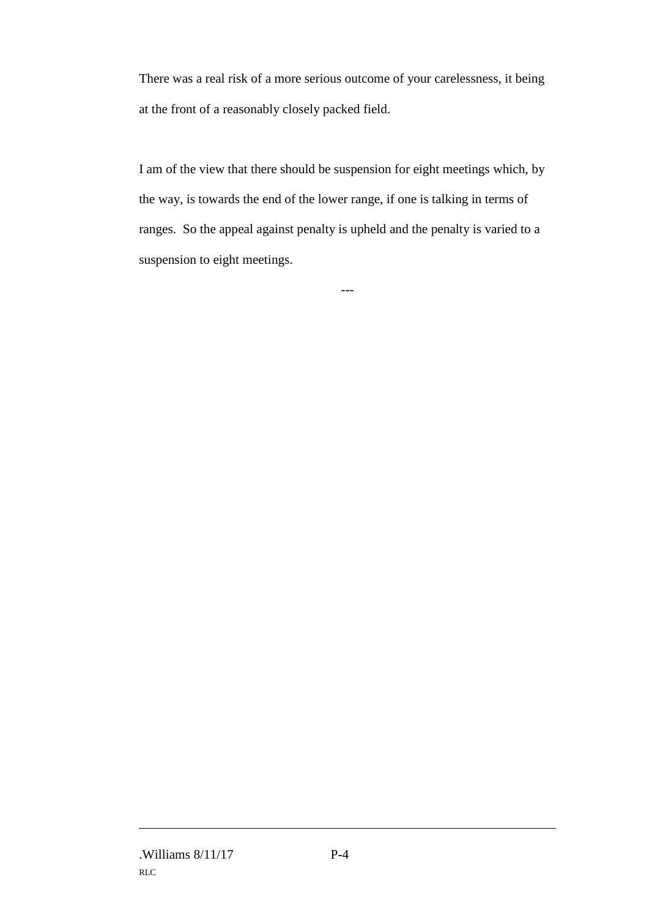There was a real risk of a more serious outcome of your carelessness, it being at the front of a reasonably closely packed field.

I am of the view that there should be suspension for eight meetings which, by the way, is towards the end of the lower range, if one is talking in terms of ranges. So the appeal against penalty is upheld and the penalty is varied to a suspension to eight meetings.

---